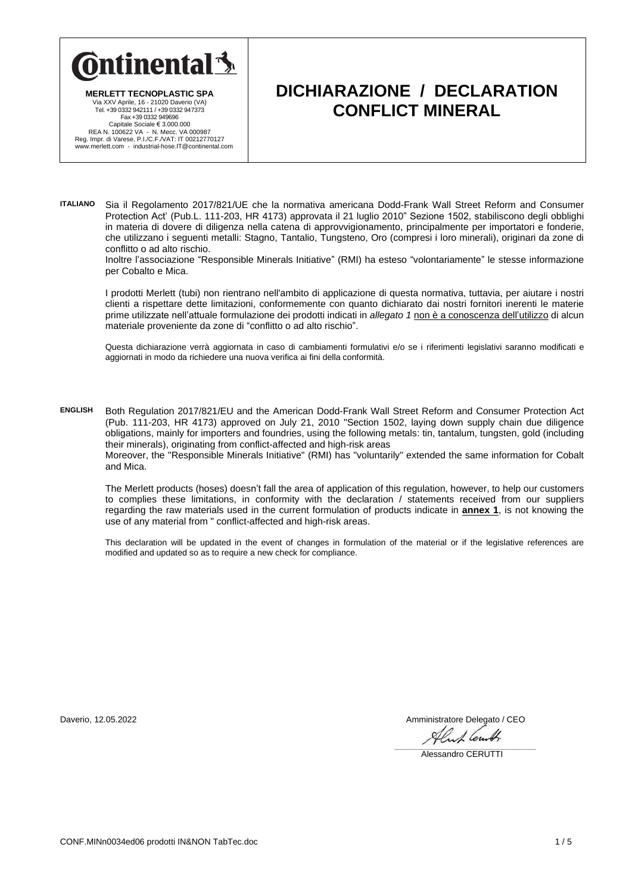**Continental**

**MERLETT TECNOPLASTIC SPA**
Via XXV Aprile, 16 - 21020 Daverio (VA)
Tel. +39 0332 942111 / +39 0332 947373
Fax +39 0332 949696
Capitale Sociale € 3.000.000
REA N. 100622 VA - N. Mecc. VA 000987
Reg. Impr. di Varese, P.I./C.F./VAT: IT 00212770127
www.merlett.com - industrial-hose.IT@continental.com

# DICHIARAZIONE / DECLARATION CONFLICT MINERAL

**ITALIANO** Sia il Regolamento 2017/821/UE che la normativa americana Dodd-Frank Wall Street Reform and Consumer Protection Act' (Pub.L. 111-203, HR 4173) approvata il 21 luglio 2010" Sezione 1502, stabiliscono degli obblighi in materia di dovere di diligenza nella catena di approvvigionamento, principalmente per importatori e fonderie, che utilizzano i seguenti metalli: Stagno, Tantalio, Tungsteno, Oro (compresi i loro minerali), originari da zone di conflitto o ad alto rischio.
Inoltre l'associazione "Responsible Minerals Initiative" (RMI) ha esteso "volontariamente" le stesse informazione per Cobalto e Mica.

I prodotti Merlett (tubi) non rientrano nell'ambito di applicazione di questa normativa, tuttavia, per aiutare i nostri clienti a rispettare dette limitazioni, conformemente con quanto dichiarato dai nostri fornitori inerenti le materie prime utilizzate nell'attuale formulazione dei prodotti indicati in *allegato 1* non è a conoscenza dell'utilizzo di alcun materiale proveniente da zone di "conflitto o ad alto rischio".

Questa dichiarazione verrà aggiornata in caso di cambiamenti formulativi e/o se i riferimenti legislativi saranno modificati e aggiornati in modo da richiedere una nuova verifica ai fini della conformità.

**ENGLISH** Both Regulation 2017/821/EU and the American Dodd-Frank Wall Street Reform and Consumer Protection Act (Pub. 111-203, HR 4173) approved on July 21, 2010 "Section 1502, laying down supply chain due diligence obligations, mainly for importers and foundries, using the following metals: tin, tantalum, tungsten, gold (including their minerals), originating from conflict-affected and high-risk areas
Moreover, the "Responsible Minerals Initiative" (RMI) has "voluntarily" extended the same information for Cobalt and Mica.

The Merlett products (hoses) doesn't fall the area of application of this regulation, however, to help our customers to complies these limitations, in conformity with the declaration / statements received from our suppliers regarding the raw materials used in the current formulation of products indicate in **annex 1**, is not knowing the use of any material from " conflict-affected and high-risk areas.

This declaration will be updated in the event of changes in formulation of the material or if the legislative references are modified and updated so as to require a new check for compliance.

Daverio, 12.05.2022

Amministratore Delegato / CEO

Alessandro CERUTTI

CONF.MINn0034ed06 prodotti IN&NON TabTec.doc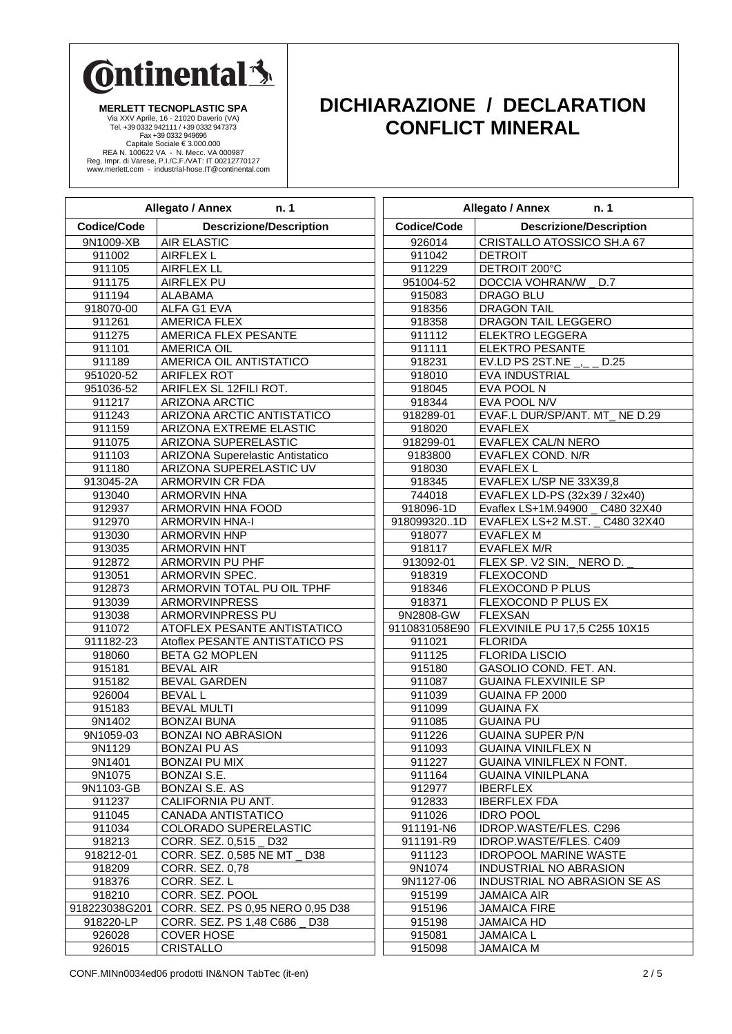**Continental**

**MERLETT TECNOPLASTIC SPA**
Via XXV Aprile, 16 - 21020 Daverio (VA)
Tel. +39 0332 942111 / +39 0332 947373
Fax +39 0332 949696
Capitale Sociale € 3.000.000
REA N. 100622 VA - N. Mecc. VA 000987
Reg. Impr. di Varese, P.I./C.F./VAT: IT 00212770127
www.merlett.com - industrial-hose.IT@continental.com

# DICHIARAZIONE / DECLARATION CONFLICT MINERAL

**Allegato / Annex n. 1**

| Codice/Code | Descrizione/Description |
|---|---|
| 9N1009-XB | AIR ELASTIC |
| 911002 | AIRFLEX L |
| 911105 | AIRFLEX LL |
| 911175 | AIRFLEX PU |
| 911194 | ALABAMA |
| 918070-00 | ALFA G1 EVA |
| 911261 | AMERICA FLEX |
| 911275 | AMERICA FLEX PESANTE |
| 911101 | AMERICA OIL |
| 911189 | AMERICA OIL ANTISTATICO |
| 951020-52 | ARIFLEX ROT |
| 951036-52 | ARIFLEX SL 12FILI ROT. |
| 911217 | ARIZONA ARCTIC |
| 911243 | ARIZONA ARCTIC ANTISTATICO |
| 911159 | ARIZONA EXTREME ELASTIC |
| 911075 | ARIZONA SUPERELASTIC |
| 911103 | ARIZONA Superelastic Antistatico |
| 911180 | ARIZONA SUPERELASTIC UV |
| 913045-2A | ARMORVIN CR FDA |
| 913040 | ARMORVIN HNA |
| 912937 | ARMORVIN HNA FOOD |
| 912970 | ARMORVIN HNA-I |
| 913030 | ARMORVIN HNP |
| 913035 | ARMORVIN HNT |
| 912872 | ARMORVIN PU PHF |
| 913051 | ARMORVIN SPEC. |
| 912873 | ARMORVIN TOTAL PU OIL TPHF |
| 913039 | ARMORVINPRESS |
| 913038 | ARMORVINPRESS PU |
| 911072 | ATOFLEX PESANTE ANTISTATICO |
| 911182-23 | Atoflex PESANTE ANTISTATICO PS |
| 918060 | BETA G2 MOPLEN |
| 915181 | BEVAL AIR |
| 915182 | BEVAL GARDEN |
| 926004 | BEVAL L |
| 915183 | BEVAL MULTI |
| 9N1402 | BONZAI BUNA |
| 9N1059-03 | BONZAI NO ABRASION |
| 9N1129 | BONZAI PU AS |
| 9N1401 | BONZAI PU MIX |
| 9N1075 | BONZAI S.E. |
| 9N1103-GB | BONZAI S.E. AS |
| 911237 | CALIFORNIA PU ANT. |
| 911045 | CANADA ANTISTATICO |
| 911034 | COLORADO SUPERELASTIC |
| 918213 | CORR. SEZ. 0,515 _ D32 |
| 918212-01 | CORR. SEZ. 0,585 NE MT _ D38 |
| 918209 | CORR. SEZ. 0,78 |
| 918376 | CORR. SEZ. L |
| 918210 | CORR. SEZ. POOL |
| 918223038G201 | CORR. SEZ. PS 0,95 NERO 0,95 D38 |
| 918220-LP | CORR. SEZ. PS 1,48 C686 _ D38 |
| 926028 | COVER HOSE |
| 926015 | CRISTALLO |
| 926014 | CRISTALLO ATOSSICO SH.A 67 |
| 911042 | DETROIT |
| 911229 | DETROIT 200°C |
| 951004-52 | DOCCIA VOHRAN/W _ D.7 |
| 915083 | DRAGO BLU |
| 918356 | DRAGON TAIL |
| 918358 | DRAGON TAIL LEGGERO |
| 911112 | ELEKTRO LEGGERA |
| 911111 | ELEKTRO PESANTE |
| 918231 | EV.LD PS 2ST.NE _,_ _ D.25 |
| 918010 | EVA INDUSTRIAL |
| 918045 | EVA POOL N |
| 918344 | EVA POOL N/V |
| 918289-01 | EVAF.L DUR/SP/ANT. MT_ NE D.29 |
| 918020 | EVAFLEX |
| 918299-01 | EVAFLEX CAL/N NERO |
| 9183800 | EVAFLEX COND. N/R |
| 918030 | EVAFLEX L |
| 918345 | EVAFLEX L/SP NE 33X39,8 |
| 744018 | EVAFLEX LD-PS (32x39 / 32x40) |
| 918096-1D | Evaflex LS+1M.94900 _ C480 32X40 |
| 918099320..1D | EVAFLEX LS+2 M.ST. _ C480 32X40 |
| 918077 | EVAFLEX M |
| 918117 | EVAFLEX M/R |
| 913092-01 | FLEX SP. V2 SIN._ NERO D. _ |
| 918319 | FLEXOCOND |
| 918346 | FLEXOCOND P PLUS |
| 918371 | FLEXOCOND P PLUS EX |
| 9N2808-GW | FLEXSAN |
| 9110831058E90 | FLEXVINILE PU 17,5 C255 10X15 |
| 911021 | FLORIDA |
| 911125 | FLORIDA LISCIO |
| 915180 | GASOLIO COND. FET. AN. |
| 911087 | GUAINA FLEXVINILE SP |
| 911039 | GUAINA FP 2000 |
| 911099 | GUAINA FX |
| 911085 | GUAINA PU |
| 911226 | GUAINA SUPER P/N |
| 911093 | GUAINA VINILFLEX N |
| 911227 | GUAINA VINILFLEX N FONT. |
| 911164 | GUAINA VINILPLANA |
| 912977 | IBERFLEX |
| 912833 | IBERFLEX FDA |
| 911026 | IDRO POOL |
| 911191-N6 | IDROP.WASTE/FLES. C296 |
| 911191-R9 | IDROP.WASTE/FLES. C409 |
| 911123 | IDROPOOL MARINE WASTE |
| 9N1074 | INDUSTRIAL NO ABRASION |
| 9N1127-06 | INDUSTRIAL NO ABRASION SE AS |
| 915199 | JAMAICA AIR |
| 915196 | JAMAICA FIRE |
| 915198 | JAMAICA HD |
| 915081 | JAMAICA L |
| 915098 | JAMAICA M |

CONF.MINn0034ed06 prodotti IN&NON TabTec (it-en)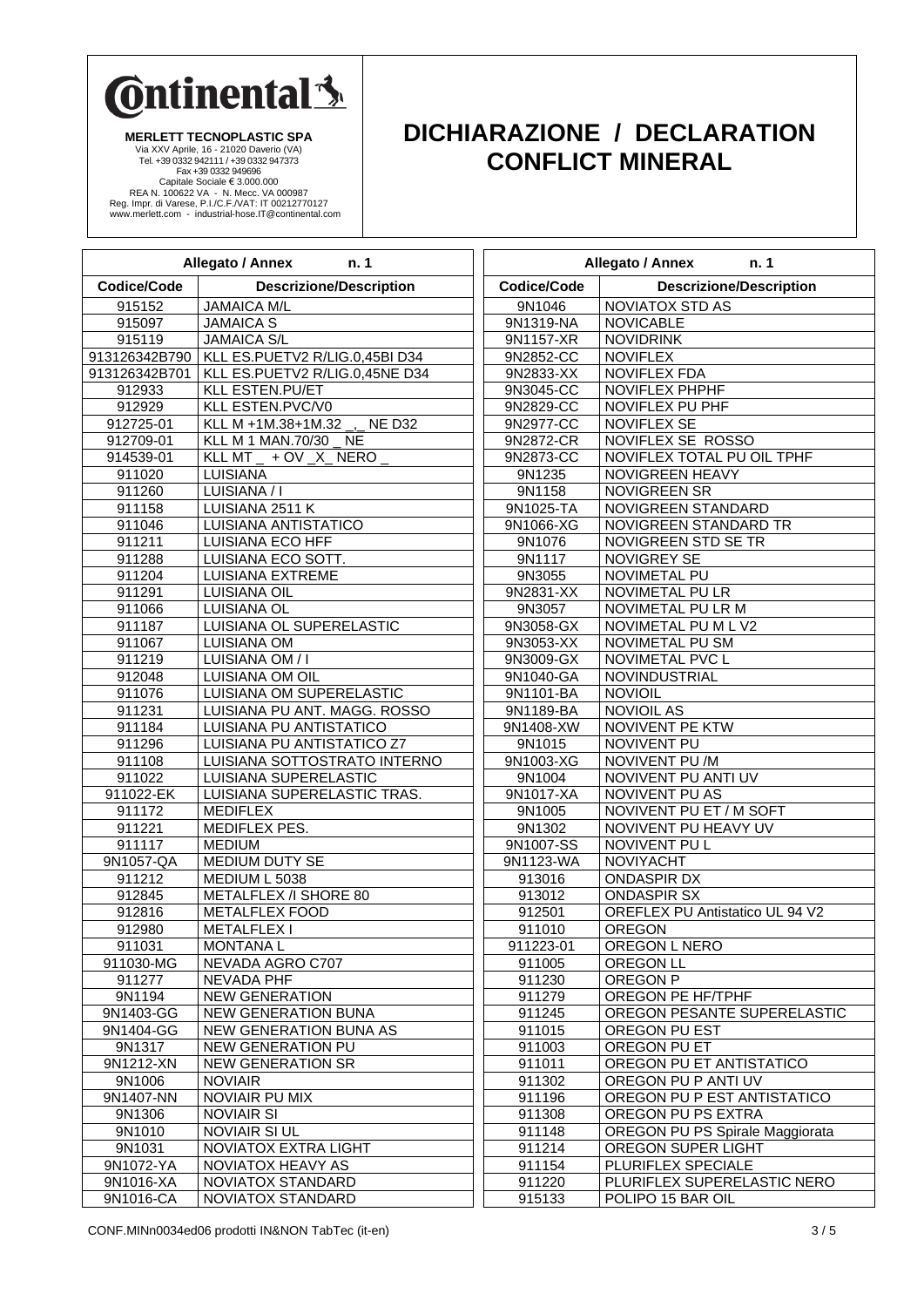**MERLETT TECNOPLASTIC SPA**
Via XXV Aprile, 16 - 21020 Daverio (VA)
Tel. +39 0332 942111 / +39 0332 947373
Fax +39 0332 949696
Capitale Sociale € 3.000.000
REA N. 100622 VA - N. Mecc. VA 000987
Reg. Impr. di Varese, P.I./C.F./VAT: IT 00212770127
www.merlett.com - industrial-hose.IT@continental.com

# DICHIARAZIONE / DECLARATION CONFLICT MINERAL

**Allegato / Annex n. 1**

| Codice/Code | Descrizione/Description |
|---|---|
| 915152 | JAMAICA M/L |
| 915097 | JAMAICA S |
| 915119 | JAMAICA S/L |
| 913126342B790 | KLL ES.PUETV2 R/LIG.0,45BI D34 |
| 913126342B701 | KLL ES.PUETV2 R/LIG.0,45NE D34 |
| 912933 | KLL ESTEN.PU/ET |
| 912929 | KLL ESTEN.PVC/V0 |
| 912725-01 | KLL M +1M.38+1M.32 _,_ NE D32 |
| 912709-01 | KLL M 1 MAN.70/30 _ NE |
| 914539-01 | KLL MT _ + OV _X_ NERO _ |
| 911020 | LUISIANA |
| 911260 | LUISIANA / I |
| 911158 | LUISIANA 2511 K |
| 911046 | LUISIANA ANTISTATICO |
| 911211 | LUISIANA ECO HFF |
| 911288 | LUISIANA ECO SOTT. |
| 911204 | LUISIANA EXTREME |
| 911291 | LUISIANA OIL |
| 911066 | LUISIANA OL |
| 911187 | LUISIANA OL SUPERELASTIC |
| 911067 | LUISIANA OM |
| 911219 | LUISIANA OM / I |
| 912048 | LUISIANA OM OIL |
| 911076 | LUISIANA OM SUPERELASTIC |
| 911231 | LUISIANA PU ANT. MAGG. ROSSO |
| 911184 | LUISIANA PU ANTISTATICO |
| 911296 | LUISIANA PU ANTISTATICO Z7 |
| 911108 | LUISIANA SOTTOSTRATO INTERNO |
| 911022 | LUISIANA SUPERELASTIC |
| 911022-EK | LUISIANA SUPERELASTIC TRAS. |
| 911172 | MEDIFLEX |
| 911221 | MEDIFLEX PES. |
| 911117 | MEDIUM |
| 9N1057-QA | MEDIUM DUTY SE |
| 911212 | MEDIUM L 5038 |
| 912845 | METALFLEX /I SHORE 80 |
| 912816 | METALFLEX FOOD |
| 912980 | METALFLEX I |
| 911031 | MONTANA L |
| 911030-MG | NEVADA AGRO C707 |
| 911277 | NEVADA PHF |
| 9N1194 | NEW GENERATION |
| 9N1403-GG | NEW GENERATION BUNA |
| 9N1404-GG | NEW GENERATION BUNA AS |
| 9N1317 | NEW GENERATION PU |
| 9N1212-XN | NEW GENERATION SR |
| 9N1006 | NOVIAIR |
| 9N1407-NN | NOVIAIR PU MIX |
| 9N1306 | NOVIAIR SI |
| 9N1010 | NOVIAIR SI UL |
| 9N1031 | NOVIATOX EXTRA LIGHT |
| 9N1072-YA | NOVIATOX HEAVY AS |
| 9N1016-XA | NOVIATOX STANDARD |
| 9N1016-CA | NOVIATOX STANDARD |
| 9N1046 | NOVIATOX STD AS |
| 9N1319-NA | NOVICABLE |
| 9N1157-XR | NOVIDRINK |
| 9N2852-CC | NOVIFLEX |
| 9N2833-XX | NOVIFLEX FDA |
| 9N3045-CC | NOVIFLEX PHPHF |
| 9N2829-CC | NOVIFLEX PU PHF |
| 9N2977-CC | NOVIFLEX SE |
| 9N2872-CR | NOVIFLEX SE ROSSO |
| 9N2873-CC | NOVIFLEX TOTAL PU OIL TPHF |
| 9N1235 | NOVIGREEN HEAVY |
| 9N1158 | NOVIGREEN SR |
| 9N1025-TA | NOVIGREEN STANDARD |
| 9N1066-XG | NOVIGREEN STANDARD TR |
| 9N1076 | NOVIGREEN STD SE TR |
| 9N1117 | NOVIGREY SE |
| 9N3055 | NOVIMETAL PU |
| 9N2831-XX | NOVIMETAL PU LR |
| 9N3057 | NOVIMETAL PU LR M |
| 9N3058-GX | NOVIMETAL PU M L V2 |
| 9N3053-XX | NOVIMETAL PU SM |
| 9N3009-GX | NOVIMETAL PVC L |
| 9N1040-GA | NOVINDUSTRIAL |
| 9N1101-BA | NOVIOIL |
| 9N1189-BA | NOVIOIL AS |
| 9N1408-XW | NOVIVENT PE KTW |
| 9N1015 | NOVIVENT PU |
| 9N1003-XG | NOVIVENT PU /M |
| 9N1004 | NOVIVENT PU ANTI UV |
| 9N1017-XA | NOVIVENT PU AS |
| 9N1005 | NOVIVENT PU ET / M SOFT |
| 9N1302 | NOVIVENT PU HEAVY UV |
| 9N1007-SS | NOVIVENT PU L |
| 9N1123-WA | NOVIYACHT |
| 913016 | ONDASPIR DX |
| 913012 | ONDASPIR SX |
| 912501 | OREFLEX PU Antistatico UL 94 V2 |
| 911010 | OREGON |
| 911223-01 | OREGON L NERO |
| 911005 | OREGON LL |
| 911230 | OREGON P |
| 911279 | OREGON PE HF/TPHF |
| 911245 | OREGON PESANTE SUPERELASTIC |
| 911015 | OREGON PU EST |
| 911003 | OREGON PU ET |
| 911011 | OREGON PU ET ANTISTATICO |
| 911302 | OREGON PU P ANTI UV |
| 911196 | OREGON PU P EST ANTISTATICO |
| 911308 | OREGON PU PS EXTRA |
| 911148 | OREGON PU PS Spirale Maggiorata |
| 911214 | OREGON SUPER LIGHT |
| 911154 | PLURIFLEX SPECIALE |
| 911220 | PLURIFLEX SUPERELASTIC NERO |
| 915133 | POLIPO 15 BAR OIL |

CONF.MINn0034ed06 prodotti IN&NON TabTec (it-en)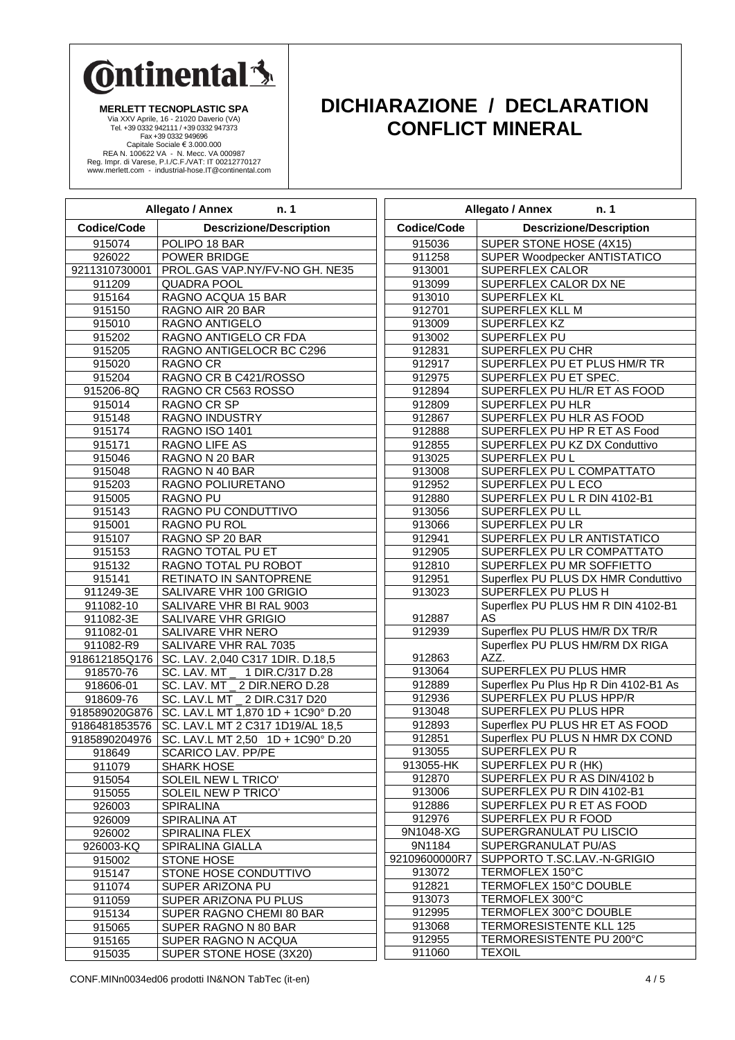**Continental**

**MERLETT TECNOPLASTIC SPA**
Via XXV Aprile, 16 - 21020 Daverio (VA)
Tel. +39 0332 942111 / +39 0332 947373
Fax +39 0332 949696
Capitale Sociale € 3.000.000
REA N. 100622 VA - N. Mecc. VA 000987
Reg. Impr. di Varese, P.I./C.F./VAT: IT 00212770127
www.merlett.com - industrial-hose.IT@continental.com

# DICHIARAZIONE / DECLARATION CONFLICT MINERAL

**Allegato / Annex n. 1**

| Codice/Code | Descrizione/Description |
|---|---|
| 915074 | POLIPO 18 BAR |
| 926022 | POWER BRIDGE |
| 9211310730001 | PROL.GAS VAP.NY/FV-NO GH. NE35 |
| 911209 | QUADRA POOL |
| 915164 | RAGNO ACQUA 15 BAR |
| 915150 | RAGNO AIR 20 BAR |
| 915010 | RAGNO ANTIGELO |
| 915202 | RAGNO ANTIGELO CR FDA |
| 915205 | RAGNO ANTIGELOCR BC C296 |
| 915020 | RAGNO CR |
| 915204 | RAGNO CR B C421/ROSSO |
| 915206-8Q | RAGNO CR C563 ROSSO |
| 915014 | RAGNO CR SP |
| 915148 | RAGNO INDUSTRY |
| 915174 | RAGNO ISO 1401 |
| 915171 | RAGNO LIFE AS |
| 915046 | RAGNO N 20 BAR |
| 915048 | RAGNO N 40 BAR |
| 915203 | RAGNO POLIURETANO |
| 915005 | RAGNO PU |
| 915143 | RAGNO PU CONDUTTIVO |
| 915001 | RAGNO PU ROL |
| 915107 | RAGNO SP 20 BAR |
| 915153 | RAGNO TOTAL PU ET |
| 915132 | RAGNO TOTAL PU ROBOT |
| 915141 | RETINATO IN SANTOPRENE |
| 911249-3E | SALIVARE VHR 100 GRIGIO |
| 911082-10 | SALIVARE VHR BI RAL 9003 |
| 911082-3E | SALIVARE VHR GRIGIO |
| 911082-01 | SALIVARE VHR NERO |
| 911082-R9 | SALIVARE VHR RAL 7035 |
| 918612185Q176 | SC. LAV. 2,040 C317 1DIR. D.18,5 |
| 918570-76 | SC. LAV. MT _ 1 DIR.C/317 D.28 |
| 918606-01 | SC. LAV. MT _ 2 DIR.NERO D.28 |
| 918609-76 | SC. LAV.L MT _ 2 DIR.C317 D20 |
| 918589020G876 | SC. LAV.L MT 1,870 1D + 1C90° D.20 |
| 9186481853576 | SC. LAV.L MT 2 C317 1D19/AL 18,5 |
| 9185890204976 | SC. LAV.L MT 2,50 1D + 1C90° D.20 |
| 918649 | SCARICO LAV. PP/PE |
| 911079 | SHARK HOSE |
| 915054 | SOLEIL NEW L TRICO' |
| 915055 | SOLEIL NEW P TRICO' |
| 926003 | SPIRALINA |
| 926009 | SPIRALINA AT |
| 926002 | SPIRALINA FLEX |
| 926003-KQ | SPIRALINA GIALLA |
| 915002 | STONE HOSE |
| 915147 | STONE HOSE CONDUTTIVO |
| 911074 | SUPER ARIZONA PU |
| 911059 | SUPER ARIZONA PU PLUS |
| 915134 | SUPER RAGNO CHEMI 80 BAR |
| 915065 | SUPER RAGNO N 80 BAR |
| 915165 | SUPER RAGNO N ACQUA |
| 915035 | SUPER STONE HOSE (3X20) |
| 915036 | SUPER STONE HOSE (4X15) |
| 911258 | SUPER Woodpecker ANTISTATICO |
| 913001 | SUPERFLEX CALOR |
| 913099 | SUPERFLEX CALOR DX NE |
| 913010 | SUPERFLEX KL |
| 912701 | SUPERFLEX KLL M |
| 913009 | SUPERFLEX KZ |
| 913002 | SUPERFLEX PU |
| 912831 | SUPERFLEX PU CHR |
| 912917 | SUPERFLEX PU ET PLUS HM/R TR |
| 912975 | SUPERFLEX PU ET SPEC. |
| 912894 | SUPERFLEX PU HL/R ET AS FOOD |
| 912809 | SUPERFLEX PU HLR |
| 912867 | SUPERFLEX PU HLR AS FOOD |
| 912888 | SUPERFLEX PU HP R ET AS Food |
| 912855 | SUPERFLEX PU KZ DX Conduttivo |
| 913025 | SUPERFLEX PU L |
| 913008 | SUPERFLEX PU L COMPATTATO |
| 912952 | SUPERFLEX PU L ECO |
| 912880 | SUPERFLEX PU L R DIN 4102-B1 |
| 913056 | SUPERFLEX PU LL |
| 913066 | SUPERFLEX PU LR |
| 912941 | SUPERFLEX PU LR ANTISTATICO |
| 912905 | SUPERFLEX PU LR COMPATTATO |
| 912810 | SUPERFLEX PU MR SOFFIETTO |
| 912951 | Superflex PU PLUS DX HMR Conduttivo |
| 913023 | SUPERFLEX PU PLUS H |
| 912887 | Superflex PU PLUS HM R DIN 4102-B1 AS |
| 912939 | Superflex PU PLUS HM/R DX TR/R |
| 912863 | Superflex PU PLUS HM/RM DX RIGA AZZ. |
| 913064 | SUPERFLEX PU PLUS HMR |
| 912889 | Superflex Pu Plus Hp R Din 4102-B1 As |
| 912936 | SUPERFLEX PU PLUS HPP/R |
| 913048 | SUPERFLEX PU PLUS HPR |
| 912893 | Superflex PU PLUS HR ET AS FOOD |
| 912851 | Superflex PU PLUS N HMR DX COND |
| 913055 | SUPERFLEX PU R |
| 913055-HK | SUPERFLEX PU R (HK) |
| 912870 | SUPERFLEX PU R AS DIN/4102 b |
| 913006 | SUPERFLEX PU R DIN 4102-B1 |
| 912886 | SUPERFLEX PU R ET AS FOOD |
| 912976 | SUPERFLEX PU R FOOD |
| 9N1048-XG | SUPERGRANULAT PU LISCIO |
| 9N1184 | SUPERGRANULAT PU/AS |
| 92109600000R7 | SUPPORTO T.SC.LAV.-N-GRIGIO |
| 913072 | TERMOFLEX 150°C |
| 912821 | TERMOFLEX 150°C DOUBLE |
| 913073 | TERMOFLEX 300°C |
| 912995 | TERMOFLEX 300°C DOUBLE |
| 913068 | TERMORESISTENTE KLL 125 |
| 912955 | TERMORESISTENTE PU 200°C |
| 911060 | TEXOIL |

CONF.MINn0034ed06 prodotti IN&NON TabTec (it-en)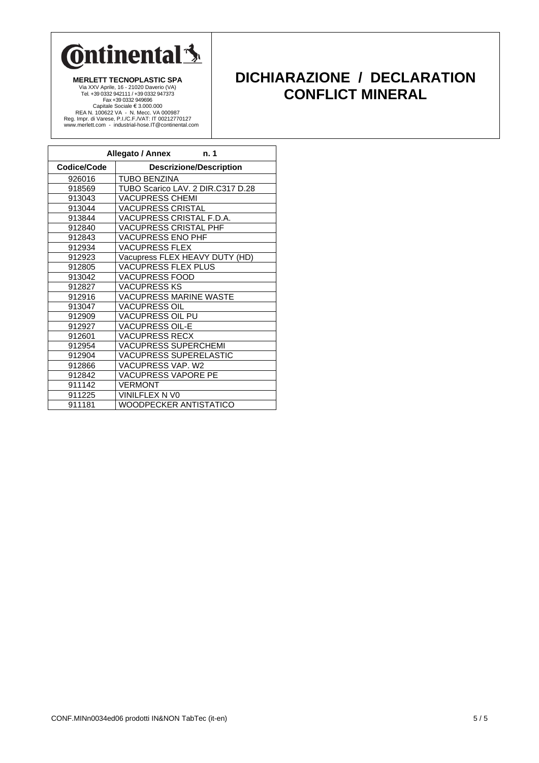**MERLETT TECNOPLASTIC SPA**
Via XXV Aprile, 16 - 21020 Daverio (VA)
Tel. +39 0332 942111 / +39 0332 947373
Fax +39 0332 949696
Capitale Sociale € 3.000.000
REA N. 100622 VA - N. Mecc. VA 000987
Reg. Impr. di Varese, P.I./C.F./VAT: IT 00212770127
www.merlett.com - industrial-hose.IT@continental.com

# DICHIARAZIONE / DECLARATION CONFLICT MINERAL

| Allegato / Annex n. 1 | |
|---|---|
| **Codice/Code** | **Descrizione/Description** |
| 926016 | TUBO BENZINA |
| 918569 | TUBO Scarico LAV. 2 DIR.C317 D.28 |
| 913043 | VACUPRESS CHEMI |
| 913044 | VACUPRESS CRISTAL |
| 913844 | VACUPRESS CRISTAL F.D.A. |
| 912840 | VACUPRESS CRISTAL PHF |
| 912843 | VACUPRESS ENO PHF |
| 912934 | VACUPRESS FLEX |
| 912923 | Vacupress FLEX HEAVY DUTY (HD) |
| 912805 | VACUPRESS FLEX PLUS |
| 913042 | VACUPRESS FOOD |
| 912827 | VACUPRESS KS |
| 912916 | VACUPRESS MARINE WASTE |
| 913047 | VACUPRESS OIL |
| 912909 | VACUPRESS OIL PU |
| 912927 | VACUPRESS OIL-E |
| 912601 | VACUPRESS RECX |
| 912954 | VACUPRESS SUPERCHEMI |
| 912904 | VACUPRESS SUPERELASTIC |
| 912866 | VACUPRESS VAP. W2 |
| 912842 | VACUPRESS VAPORE PE |
| 911142 | VERMONT |
| 911225 | VINILFLEX N V0 |
| 911181 | WOODPECKER ANTISTATICO |

CONF.MINn0034ed06 prodotti IN&NON TabTec (it-en)